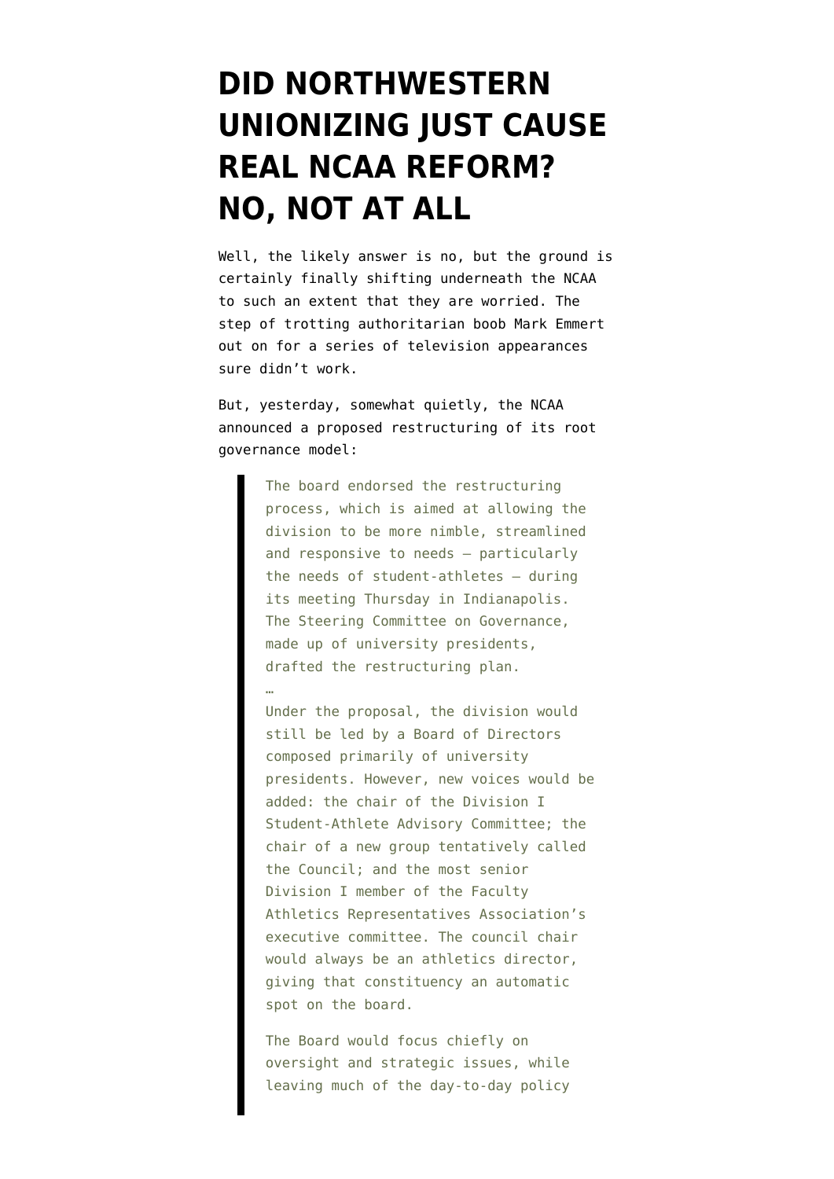# DID NORTHWESTERN UNIONIZING JUST CAUSE REAL NCAA REFORM? NO, NOT AT ALL

Well, the likely answer is no, but the ground is certainly finally shifting underneath the NCAA to such an extent that they are worried. The step of trotting authoritarian boob Mark Emmert out on for a series of television appearances sure didn't work.

But, yesterday, somewhat quietly, the NCAA announced a proposed restructuring of its root governance model:

> The board endorsed the restructuring process, which is aimed at allowing the division to be more nimble, streamlined and responsive to needs — particularly the needs of student-athletes — during its meeting Thursday in Indianapolis. The Steering Committee on Governance, made up of university presidents, drafted the restructuring plan.
> …
> Under the proposal, the division would still be led by a Board of Directors composed primarily of university presidents. However, new voices would be added: the chair of the Division I Student-Athlete Advisory Committee; the chair of a new group tentatively called the Council; and the most senior Division I member of the Faculty Athletics Representatives Association's executive committee. The council chair would always be an athletics director, giving that constituency an automatic spot on the board.
>
> The Board would focus chiefly on oversight and strategic issues, while leaving much of the day-to-day policy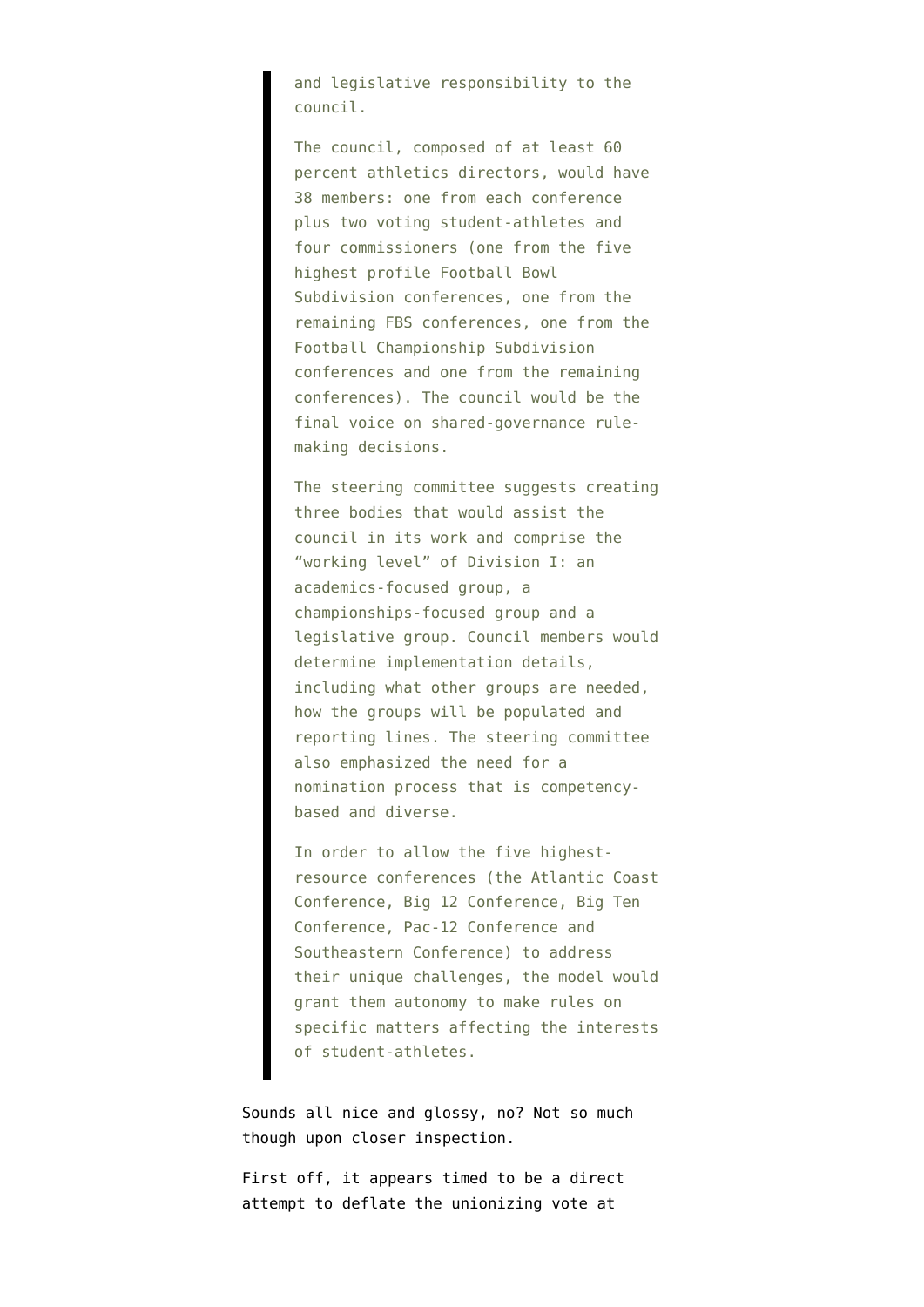> and legislative responsibility to the council.
>
> The council, composed of at least 60 percent athletics directors, would have 38 members: one from each conference plus two voting student-athletes and four commissioners (one from the five highest profile Football Bowl Subdivision conferences, one from the remaining FBS conferences, one from the Football Championship Subdivision conferences and one from the remaining conferences). The council would be the final voice on shared-governance rule-making decisions.
>
> The steering committee suggests creating three bodies that would assist the council in its work and comprise the "working level" of Division I: an academics-focused group, a championships-focused group and a legislative group. Council members would determine implementation details, including what other groups are needed, how the groups will be populated and reporting lines. The steering committee also emphasized the need for a nomination process that is competency-based and diverse.
>
> In order to allow the five highest-resource conferences (the Atlantic Coast Conference, Big 12 Conference, Big Ten Conference, Pac-12 Conference and Southeastern Conference) to address their unique challenges, the model would grant them autonomy to make rules on specific matters affecting the interests of student-athletes.

Sounds all nice and glossy, no? Not so much though upon closer inspection.

First off, it appears timed to be a direct attempt to deflate the unionizing vote at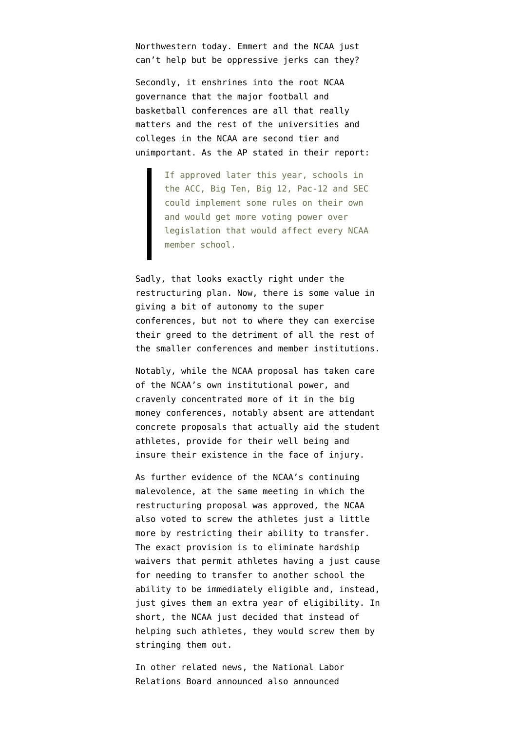Northwestern today. Emmert and the NCAA just can't help but be oppressive jerks can they?

Secondly, it enshrines into the root NCAA governance that the major football and basketball conferences are all that really matters and the rest of the universities and colleges in the NCAA are second tier and unimportant. As the AP stated in their report:

> If approved later this year, schools in the ACC, Big Ten, Big 12, Pac-12 and SEC could implement some rules on their own and would get more voting power over legislation that would affect every NCAA member school.

Sadly, that looks exactly right under the restructuring plan. Now, there is some value in giving a bit of autonomy to the super conferences, but not to where they can exercise their greed to the detriment of all the rest of the smaller conferences and member institutions.

Notably, while the NCAA proposal has taken care of the NCAA's own institutional power, and cravenly concentrated more of it in the big money conferences, notably absent are attendant concrete proposals that actually aid the student athletes, provide for their well being and insure their existence in the face of injury.

As further evidence of the NCAA's continuing malevolence, at the same meeting in which the restructuring proposal was approved, the NCAA also voted to screw the athletes just a little more by restricting their ability to transfer. The exact provision is to eliminate hardship waivers that permit athletes having a just cause for needing to transfer to another school the ability to be immediately eligible and, instead, just gives them an extra year of eligibility. In short, the NCAA just decided that instead of helping such athletes, they would screw them by stringing them out.

In other related news, the National Labor Relations Board announced also announced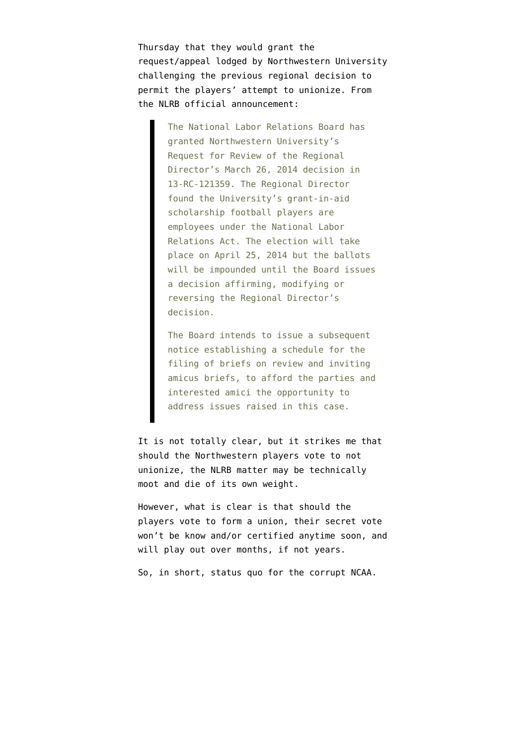Thursday that they would grant the request/appeal lodged by Northwestern University challenging the previous regional decision to permit the players' attempt to unionize. From the NLRB official announcement:

> The National Labor Relations Board has granted Northwestern University's Request for Review of the Regional Director's March 26, 2014 decision in 13-RC-121359. The Regional Director found the University's grant-in-aid scholarship football players are employees under the National Labor Relations Act. The election will take place on April 25, 2014 but the ballots will be impounded until the Board issues a decision affirming, modifying or reversing the Regional Director's decision.
>
> The Board intends to issue a subsequent notice establishing a schedule for the filing of briefs on review and inviting amicus briefs, to afford the parties and interested amici the opportunity to address issues raised in this case.

It is not totally clear, but it strikes me that should the Northwestern players vote to not unionize, the NLRB matter may be technically moot and die of its own weight.

However, what is clear is that should the players vote to form a union, their secret vote won't be know and/or certified anytime soon, and will play out over months, if not years.

So, in short, status quo for the corrupt NCAA.